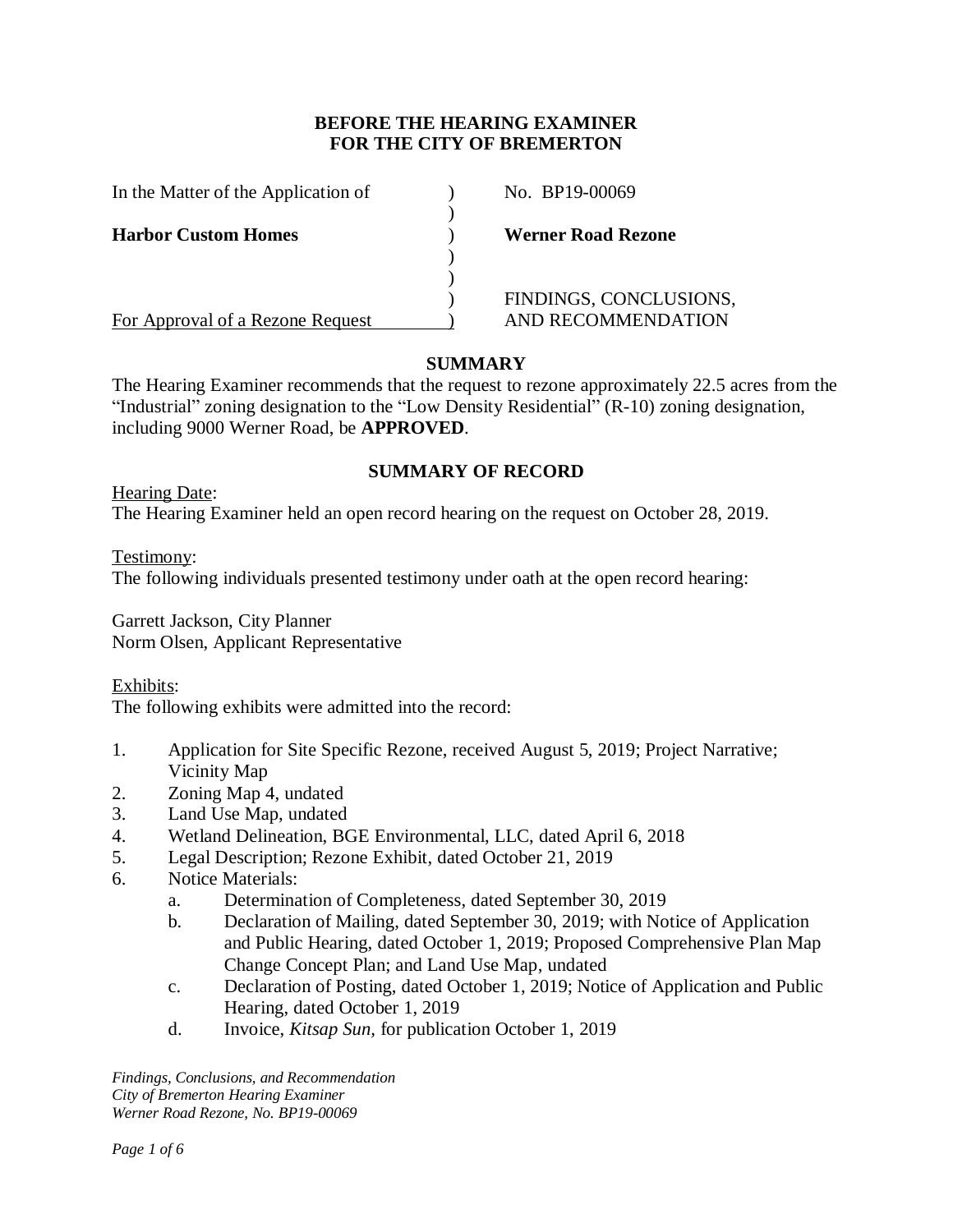**BEFORE THE HEARING EXAMINER**
**FOR THE CITY OF BREMERTON**

| | | |
|---|---|---|
| In the Matter of the Application of | ) | No. BP19-00069 |
| | ) | |
| **Harbor Custom Homes** | ) | **Werner Road Rezone** |
| | ) | |
| | ) | |
| | ) | FINDINGS, CONCLUSIONS, |
| For Approval of a Rezone Request | ) | AND RECOMMENDATION |

## SUMMARY

The Hearing Examiner recommends that the request to rezone approximately 22.5 acres from the "Industrial" zoning designation to the "Low Density Residential" (R-10) zoning designation, including 9000 Werner Road, be **APPROVED**.

## SUMMARY OF RECORD

Hearing Date:
The Hearing Examiner held an open record hearing on the request on October 28, 2019.

Testimony:
The following individuals presented testimony under oath at the open record hearing:

Garrett Jackson, City Planner
Norm Olsen, Applicant Representative

Exhibits:
The following exhibits were admitted into the record:

1. Application for Site Specific Rezone, received August 5, 2019; Project Narrative; Vicinity Map
2. Zoning Map 4, undated
3. Land Use Map, undated
4. Wetland Delineation, BGE Environmental, LLC, dated April 6, 2018
5. Legal Description; Rezone Exhibit, dated October 21, 2019
6. Notice Materials:
   a. Determination of Completeness, dated September 30, 2019
   b. Declaration of Mailing, dated September 30, 2019; with Notice of Application and Public Hearing, dated October 1, 2019; Proposed Comprehensive Plan Map Change Concept Plan; and Land Use Map, undated
   c. Declaration of Posting, dated October 1, 2019; Notice of Application and Public Hearing, dated October 1, 2019
   d. Invoice, *Kitsap Sun,* for publication October 1, 2019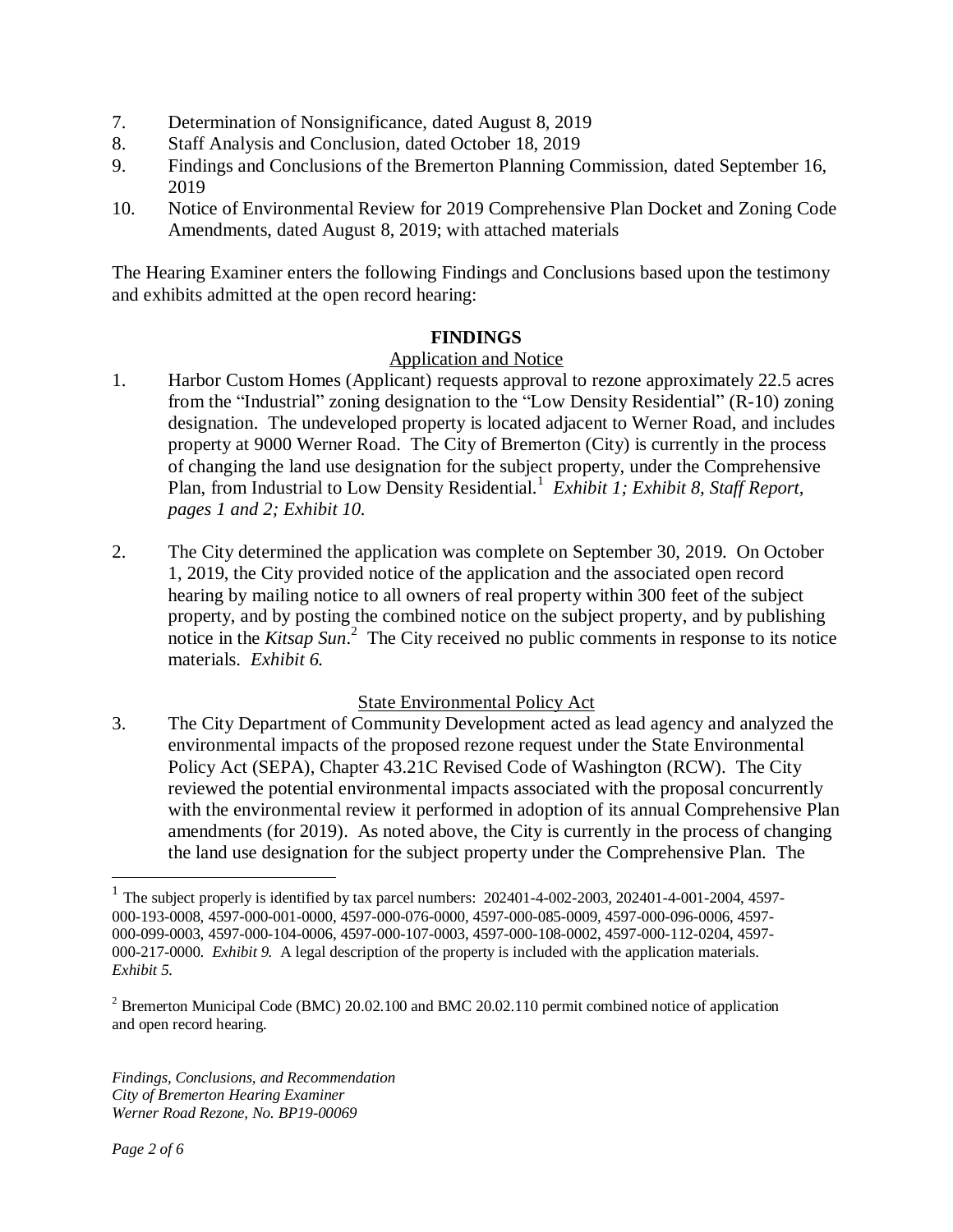7. Determination of Nonsignificance, dated August 8, 2019
8. Staff Analysis and Conclusion, dated October 18, 2019
9. Findings and Conclusions of the Bremerton Planning Commission, dated September 16, 2019
10. Notice of Environmental Review for 2019 Comprehensive Plan Docket and Zoning Code Amendments, dated August 8, 2019; with attached materials

The Hearing Examiner enters the following Findings and Conclusions based upon the testimony and exhibits admitted at the open record hearing:

## FINDINGS

### Application and Notice

1. Harbor Custom Homes (Applicant) requests approval to rezone approximately 22.5 acres from the "Industrial" zoning designation to the "Low Density Residential" (R-10) zoning designation. The undeveloped property is located adjacent to Werner Road, and includes property at 9000 Werner Road. The City of Bremerton (City) is currently in the process of changing the land use designation for the subject property, under the Comprehensive Plan, from Industrial to Low Density Residential.[1] *Exhibit 1; Exhibit 8, Staff Report, pages 1 and 2; Exhibit 10.*

2. The City determined the application was complete on September 30, 2019. On October 1, 2019, the City provided notice of the application and the associated open record hearing by mailing notice to all owners of real property within 300 feet of the subject property, and by posting the combined notice on the subject property, and by publishing notice in the *Kitsap Sun*.[2] The City received no public comments in response to its notice materials. *Exhibit 6.*

### State Environmental Policy Act

3. The City Department of Community Development acted as lead agency and analyzed the environmental impacts of the proposed rezone request under the State Environmental Policy Act (SEPA), Chapter 43.21C Revised Code of Washington (RCW). The City reviewed the potential environmental impacts associated with the proposal concurrently with the environmental review it performed in adoption of its annual Comprehensive Plan amendments (for 2019). As noted above, the City is currently in the process of changing the land use designation for the subject property under the Comprehensive Plan. The

---

[1] The subject property is identified by tax parcel numbers: 202401-4-002-2003, 202401-4-001-2004, 4597-000-193-0008, 4597-000-001-0000, 4597-000-076-0000, 4597-000-085-0009, 4597-000-096-0006, 4597-000-099-0003, 4597-000-104-0006, 4597-000-107-0003, 4597-000-108-0002, 4597-000-112-0204, 4597-000-217-0000. *Exhibit 9.* A legal description of the property is included with the application materials. *Exhibit 5.*

[2] Bremerton Municipal Code (BMC) 20.02.100 and BMC 20.02.110 permit combined notice of application and open record hearing.

*Findings, Conclusions, and Recommendation*
*City of Bremerton Hearing Examiner*
*Werner Road Rezone, No. BP19-00069*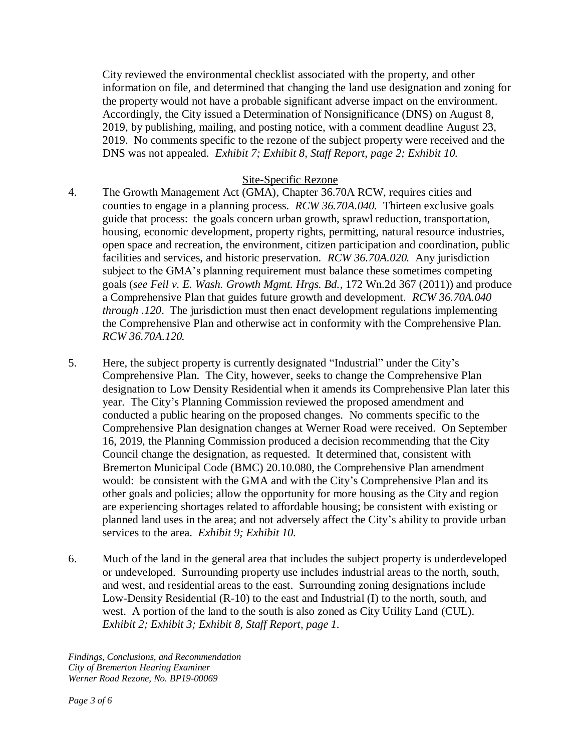City reviewed the environmental checklist associated with the property, and other information on file, and determined that changing the land use designation and zoning for the property would not have a probable significant adverse impact on the environment. Accordingly, the City issued a Determination of Nonsignificance (DNS) on August 8, 2019, by publishing, mailing, and posting notice, with a comment deadline August 23, 2019. No comments specific to the rezone of the subject property were received and the DNS was not appealed. *Exhibit 7; Exhibit 8, Staff Report, page 2; Exhibit 10.*

## Site-Specific Rezone

4. The Growth Management Act (GMA), Chapter 36.70A RCW, requires cities and counties to engage in a planning process. *RCW 36.70A.040.* Thirteen exclusive goals guide that process: the goals concern urban growth, sprawl reduction, transportation, housing, economic development, property rights, permitting, natural resource industries, open space and recreation, the environment, citizen participation and coordination, public facilities and services, and historic preservation. *RCW 36.70A.020.* Any jurisdiction subject to the GMA's planning requirement must balance these sometimes competing goals (*see Feil v. E. Wash. Growth Mgmt. Hrgs. Bd.*, 172 Wn.2d 367 (2011)) and produce a Comprehensive Plan that guides future growth and development. *RCW 36.70A.040 through .120*. The jurisdiction must then enact development regulations implementing the Comprehensive Plan and otherwise act in conformity with the Comprehensive Plan. *RCW 36.70A.120.*

5. Here, the subject property is currently designated "Industrial" under the City's Comprehensive Plan. The City, however, seeks to change the Comprehensive Plan designation to Low Density Residential when it amends its Comprehensive Plan later this year. The City's Planning Commission reviewed the proposed amendment and conducted a public hearing on the proposed changes. No comments specific to the Comprehensive Plan designation changes at Werner Road were received. On September 16, 2019, the Planning Commission produced a decision recommending that the City Council change the designation, as requested. It determined that, consistent with Bremerton Municipal Code (BMC) 20.10.080, the Comprehensive Plan amendment would: be consistent with the GMA and with the City's Comprehensive Plan and its other goals and policies; allow the opportunity for more housing as the City and region are experiencing shortages related to affordable housing; be consistent with existing or planned land uses in the area; and not adversely affect the City's ability to provide urban services to the area. *Exhibit 9; Exhibit 10.*

6. Much of the land in the general area that includes the subject property is underdeveloped or undeveloped. Surrounding property use includes industrial areas to the north, south, and west, and residential areas to the east. Surrounding zoning designations include Low-Density Residential (R-10) to the east and Industrial (I) to the north, south, and west. A portion of the land to the south is also zoned as City Utility Land (CUL). *Exhibit 2; Exhibit 3; Exhibit 8, Staff Report, page 1.*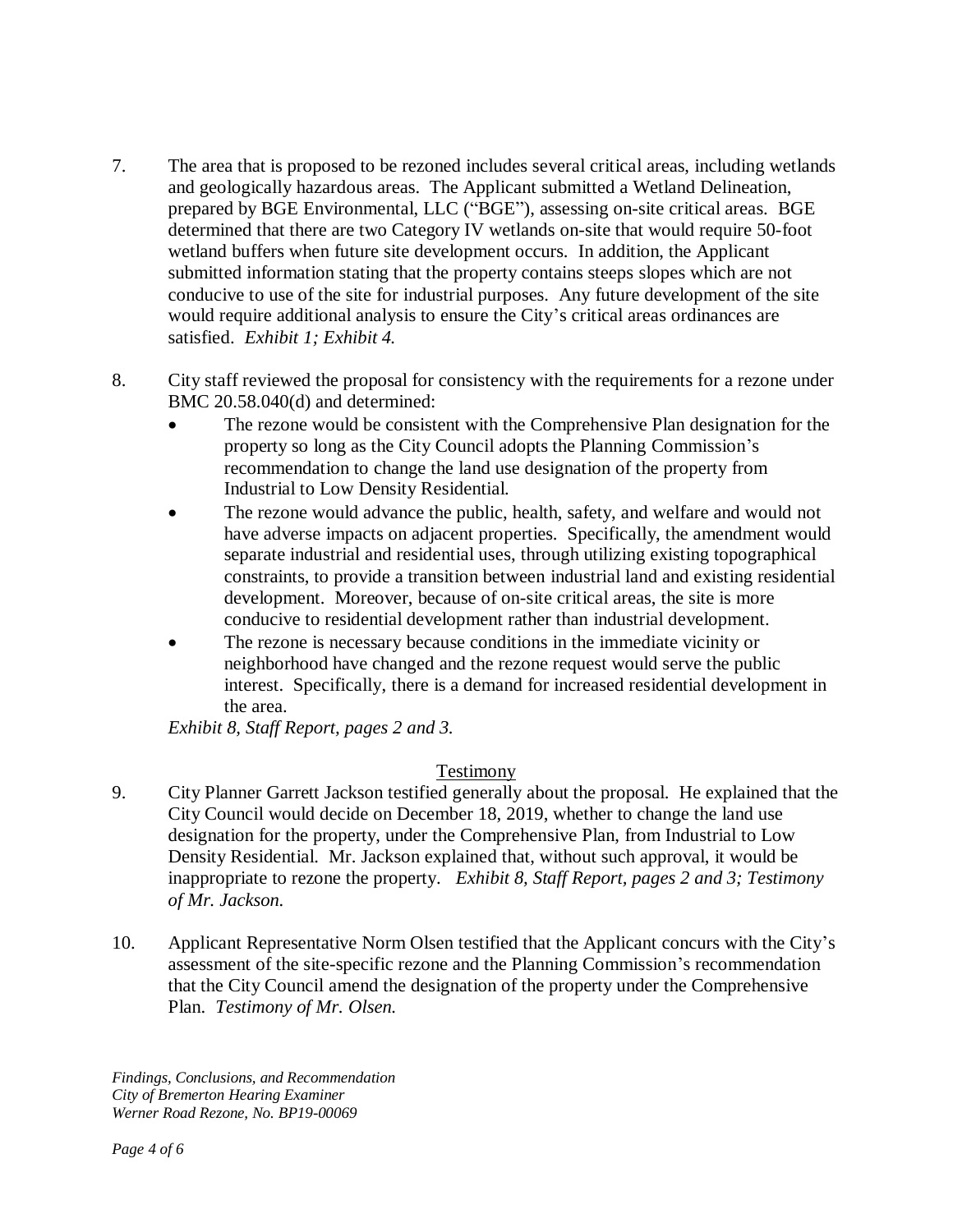7. The area that is proposed to be rezoned includes several critical areas, including wetlands and geologically hazardous areas. The Applicant submitted a Wetland Delineation, prepared by BGE Environmental, LLC ("BGE"), assessing on-site critical areas. BGE determined that there are two Category IV wetlands on-site that would require 50-foot wetland buffers when future site development occurs. In addition, the Applicant submitted information stating that the property contains steeps slopes which are not conducive to use of the site for industrial purposes. Any future development of the site would require additional analysis to ensure the City's critical areas ordinances are satisfied. *Exhibit 1; Exhibit 4.*

8. City staff reviewed the proposal for consistency with the requirements for a rezone under BMC 20.58.040(d) and determined:
   - The rezone would be consistent with the Comprehensive Plan designation for the property so long as the City Council adopts the Planning Commission's recommendation to change the land use designation of the property from Industrial to Low Density Residential.
   - The rezone would advance the public, health, safety, and welfare and would not have adverse impacts on adjacent properties. Specifically, the amendment would separate industrial and residential uses, through utilizing existing topographical constraints, to provide a transition between industrial land and existing residential development. Moreover, because of on-site critical areas, the site is more conducive to residential development rather than industrial development.
   - The rezone is necessary because conditions in the immediate vicinity or neighborhood have changed and the rezone request would serve the public interest. Specifically, there is a demand for increased residential development in the area.

   *Exhibit 8, Staff Report, pages 2 and 3.*

## Testimony

9. City Planner Garrett Jackson testified generally about the proposal. He explained that the City Council would decide on December 18, 2019, whether to change the land use designation for the property, under the Comprehensive Plan, from Industrial to Low Density Residential. Mr. Jackson explained that, without such approval, it would be inappropriate to rezone the property. *Exhibit 8, Staff Report, pages 2 and 3; Testimony of Mr. Jackson.*

10. Applicant Representative Norm Olsen testified that the Applicant concurs with the City's assessment of the site-specific rezone and the Planning Commission's recommendation that the City Council amend the designation of the property under the Comprehensive Plan. *Testimony of Mr. Olsen.*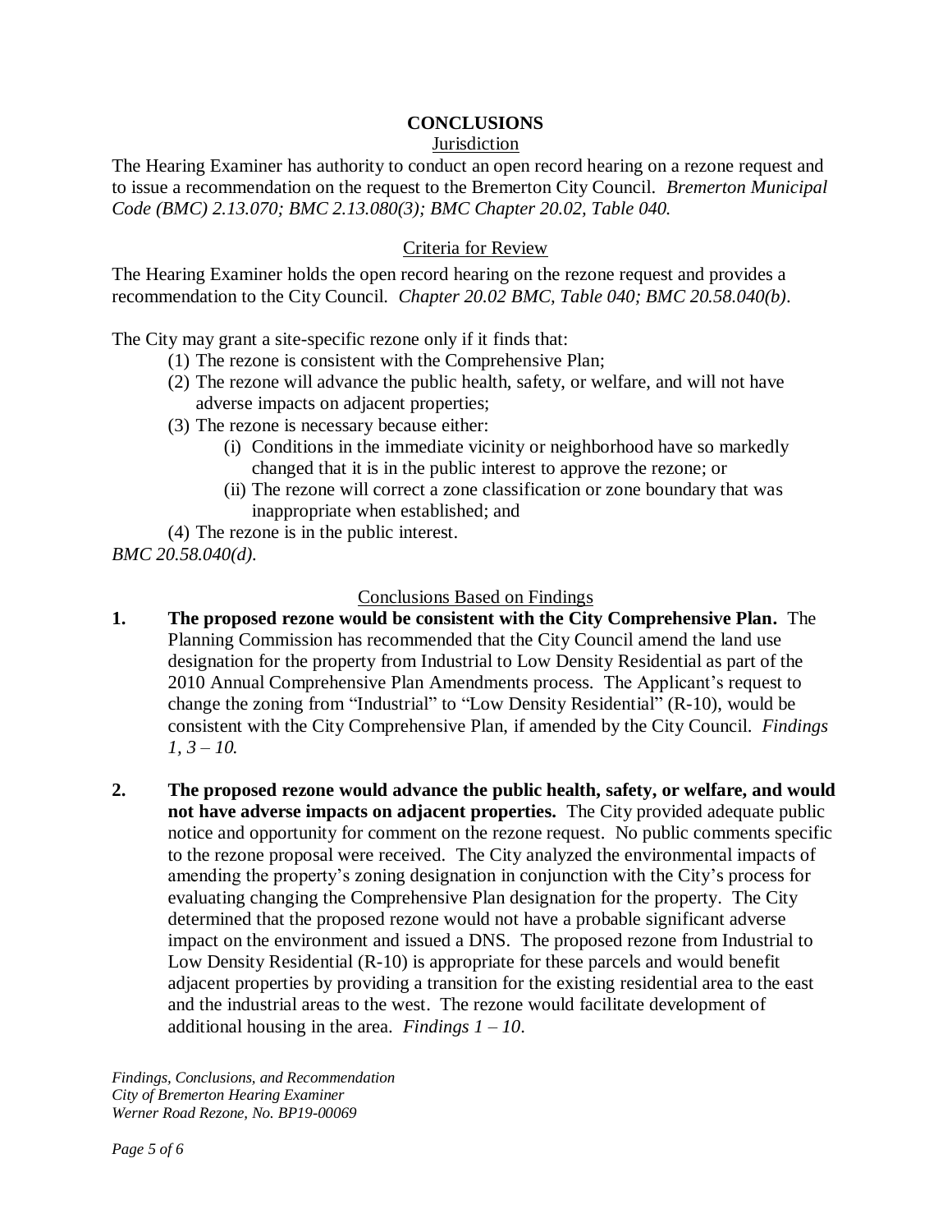## CONCLUSIONS

### Jurisdiction

The Hearing Examiner has authority to conduct an open record hearing on a rezone request and to issue a recommendation on the request to the Bremerton City Council. *Bremerton Municipal Code (BMC) 2.13.070; BMC 2.13.080(3); BMC Chapter 20.02, Table 040.*

### Criteria for Review

The Hearing Examiner holds the open record hearing on the rezone request and provides a recommendation to the City Council. *Chapter 20.02 BMC, Table 040; BMC 20.58.040(b)*.

The City may grant a site-specific rezone only if it finds that:

(1) The rezone is consistent with the Comprehensive Plan;
(2) The rezone will advance the public health, safety, or welfare, and will not have adverse impacts on adjacent properties;
(3) The rezone is necessary because either:
  (i) Conditions in the immediate vicinity or neighborhood have so markedly changed that it is in the public interest to approve the rezone; or
  (ii) The rezone will correct a zone classification or zone boundary that was inappropriate when established; and
(4) The rezone is in the public interest.

*BMC 20.58.040(d).*

### Conclusions Based on Findings

1. **The proposed rezone would be consistent with the City Comprehensive Plan.** The Planning Commission has recommended that the City Council amend the land use designation for the property from Industrial to Low Density Residential as part of the 2010 Annual Comprehensive Plan Amendments process. The Applicant's request to change the zoning from "Industrial" to "Low Density Residential" (R-10), would be consistent with the City Comprehensive Plan, if amended by the City Council. *Findings 1, 3 – 10.*

2. **The proposed rezone would advance the public health, safety, or welfare, and would not have adverse impacts on adjacent properties.** The City provided adequate public notice and opportunity for comment on the rezone request. No public comments specific to the rezone proposal were received. The City analyzed the environmental impacts of amending the property's zoning designation in conjunction with the City's process for evaluating changing the Comprehensive Plan designation for the property. The City determined that the proposed rezone would not have a probable significant adverse impact on the environment and issued a DNS. The proposed rezone from Industrial to Low Density Residential (R-10) is appropriate for these parcels and would benefit adjacent properties by providing a transition for the existing residential area to the east and the industrial areas to the west. The rezone would facilitate development of additional housing in the area. *Findings 1 – 10*.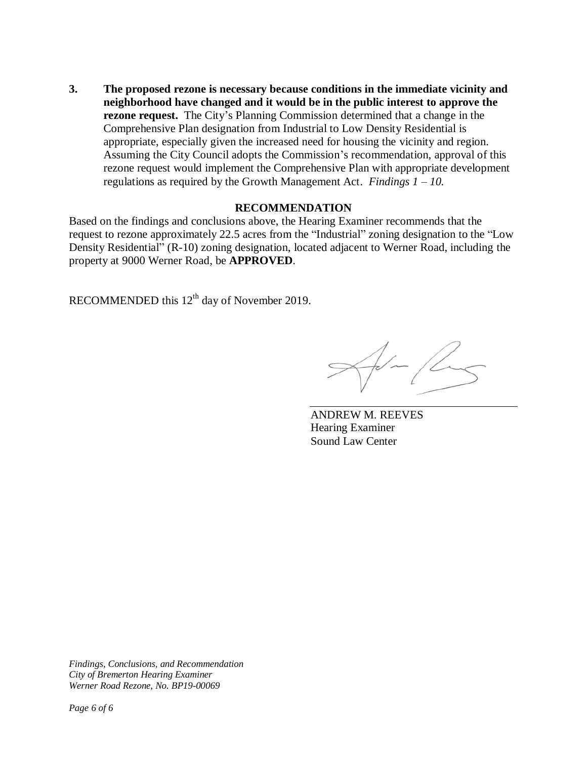**3. The proposed rezone is necessary because conditions in the immediate vicinity and neighborhood have changed and it would be in the public interest to approve the rezone request.** The City's Planning Commission determined that a change in the Comprehensive Plan designation from Industrial to Low Density Residential is appropriate, especially given the increased need for housing the vicinity and region. Assuming the City Council adopts the Commission's recommendation, approval of this rezone request would implement the Comprehensive Plan with appropriate development regulations as required by the Growth Management Act. *Findings 1 – 10.*

## RECOMMENDATION

Based on the findings and conclusions above, the Hearing Examiner recommends that the request to rezone approximately 22.5 acres from the "Industrial" zoning designation to the "Low Density Residential" (R-10) zoning designation, located adjacent to Werner Road, including the property at 9000 Werner Road, be **APPROVED**.

RECOMMENDED this 12th day of November 2019.

ANDREW M. REEVES
Hearing Examiner
Sound Law Center

*Findings, Conclusions, and Recommendation*
*City of Bremerton Hearing Examiner*
*Werner Road Rezone, No. BP19-00069*